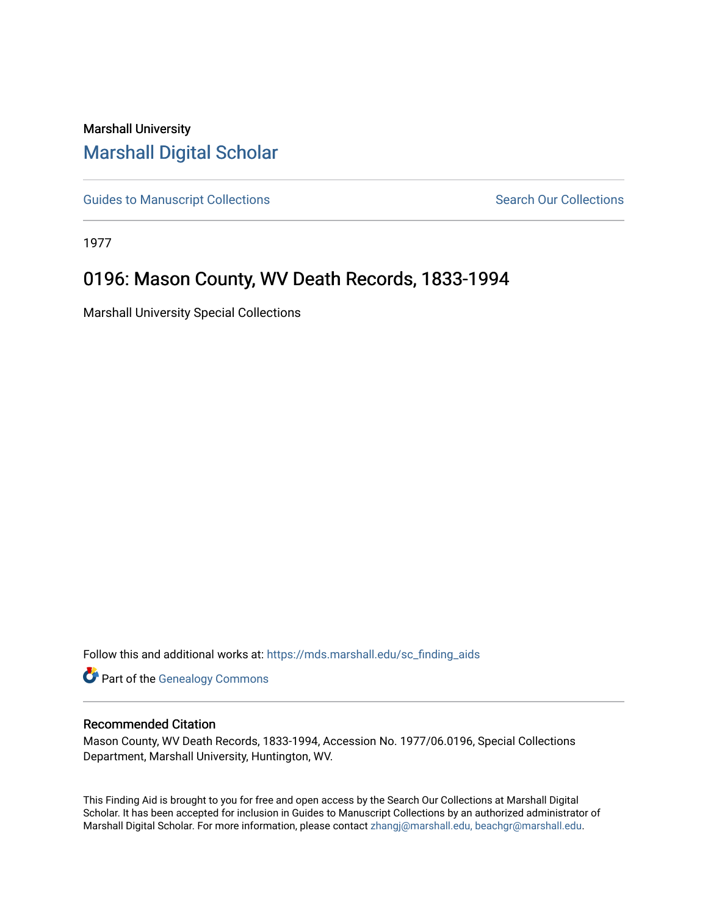Marshall University

# Marshall Digital Scholar

Guides to Manuscript Collections

Search Our Collections

1977

## 0196: Mason County, WV Death Records, 1833-1994

Marshall University Special Collections

Follow this and additional works at: https://mds.marshall.edu/sc_finding_aids

Part of the Genealogy Commons

### Recommended Citation

Mason County, WV Death Records, 1833-1994, Accession No. 1977/06.0196, Special Collections Department, Marshall University, Huntington, WV.

This Finding Aid is brought to you for free and open access by the Search Our Collections at Marshall Digital Scholar. It has been accepted for inclusion in Guides to Manuscript Collections by an authorized administrator of Marshall Digital Scholar. For more information, please contact zhangj@marshall.edu, beachgr@marshall.edu.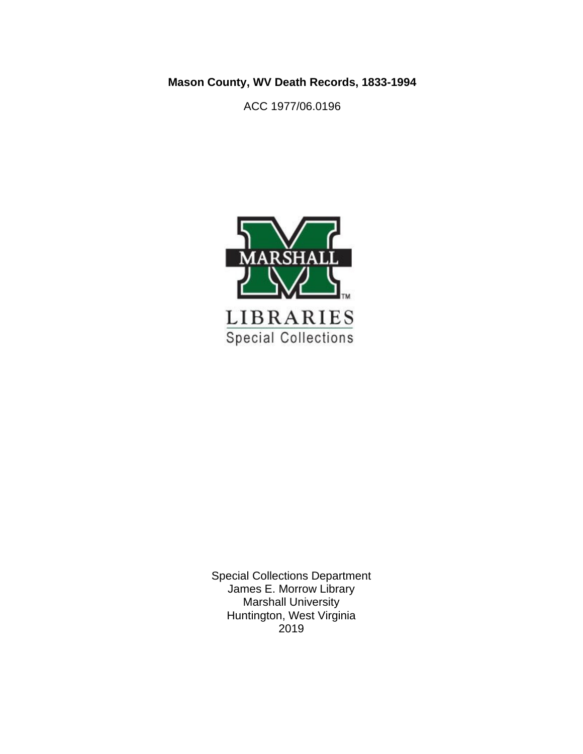**Mason County, WV Death Records, 1833-1994**

ACC 1977/06.0196

MARSHALL

LIBRARIES

Special Collections

Special Collections Department
James E. Morrow Library
Marshall University
Huntington, West Virginia
2019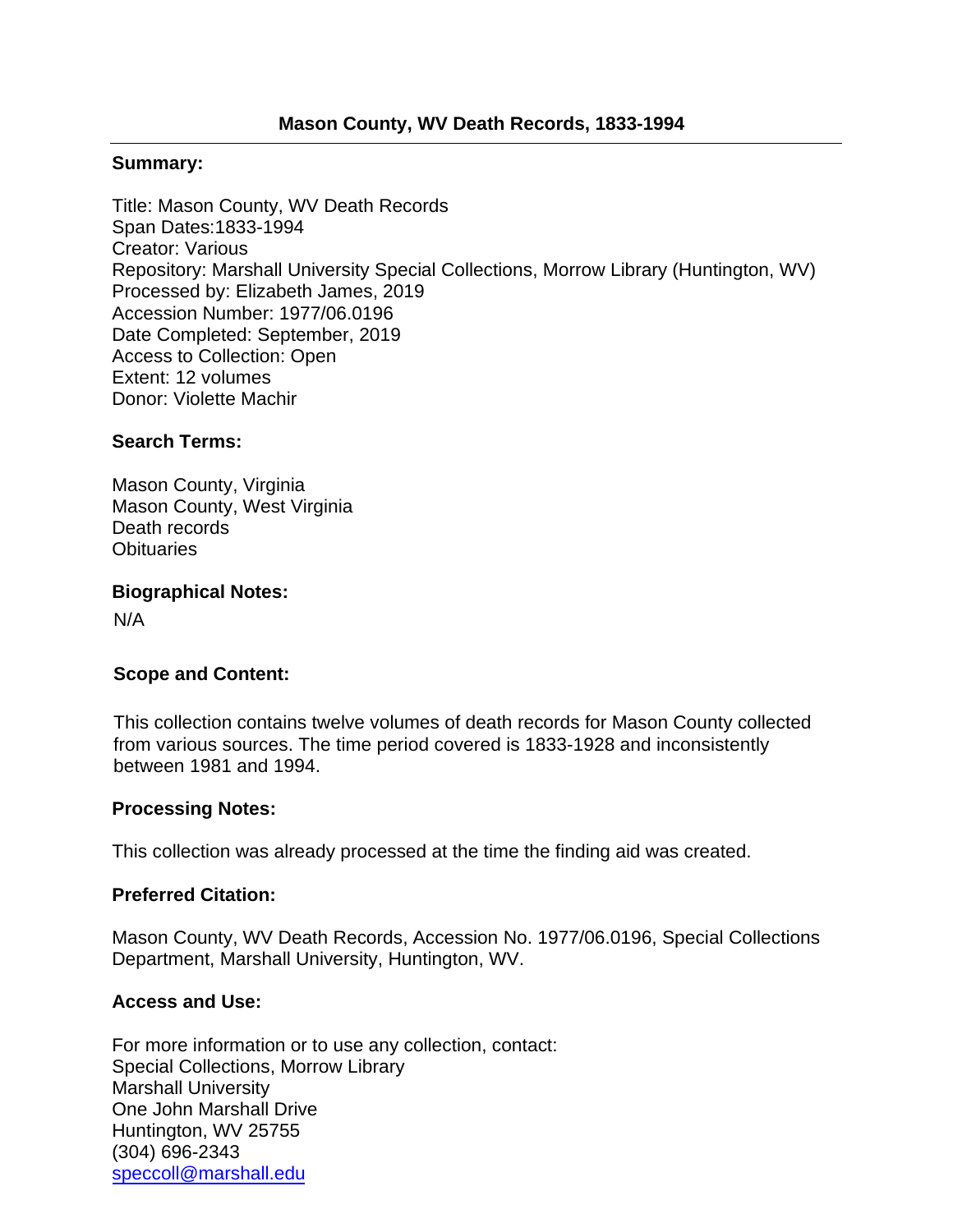# Mason County, WV Death Records, 1833-1994

## Summary:

Title: Mason County, WV Death Records
Span Dates:1833-1994
Creator: Various
Repository: Marshall University Special Collections, Morrow Library (Huntington, WV)
Processed by: Elizabeth James, 2019
Accession Number: 1977/06.0196
Date Completed: September, 2019
Access to Collection: Open
Extent: 12 volumes
Donor: Violette Machir

## Search Terms:

Mason County, Virginia
Mason County, West Virginia
Death records
Obituaries

## Biographical Notes:

N/A

## Scope and Content:

This collection contains twelve volumes of death records for Mason County collected from various sources. The time period covered is 1833-1928 and inconsistently between 1981 and 1994.

## Processing Notes:

This collection was already processed at the time the finding aid was created.

## Preferred Citation:

Mason County, WV Death Records, Accession No. 1977/06.0196, Special Collections Department, Marshall University, Huntington, WV.

## Access and Use:

For more information or to use any collection, contact:
Special Collections, Morrow Library
Marshall University
One John Marshall Drive
Huntington, WV 25755
(304) 696-2343
speccoll@marshall.edu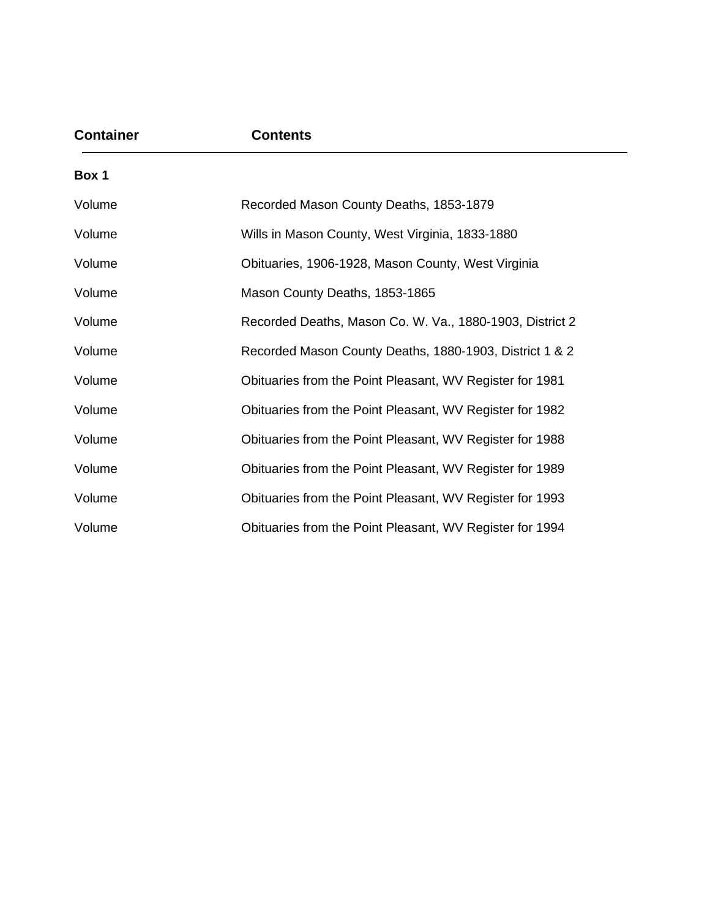| Container | Contents |
|---|---|
| **Box 1** | |
| Volume | Recorded Mason County Deaths, 1853-1879 |
| Volume | Wills in Mason County, West Virginia, 1833-1880 |
| Volume | Obituaries, 1906-1928, Mason County, West Virginia |
| Volume | Mason County Deaths, 1853-1865 |
| Volume | Recorded Deaths, Mason Co. W. Va., 1880-1903, District 2 |
| Volume | Recorded Mason County Deaths, 1880-1903, District 1 & 2 |
| Volume | Obituaries from the Point Pleasant, WV Register for 1981 |
| Volume | Obituaries from the Point Pleasant, WV Register for 1982 |
| Volume | Obituaries from the Point Pleasant, WV Register for 1988 |
| Volume | Obituaries from the Point Pleasant, WV Register for 1989 |
| Volume | Obituaries from the Point Pleasant, WV Register for 1993 |
| Volume | Obituaries from the Point Pleasant, WV Register for 1994 |